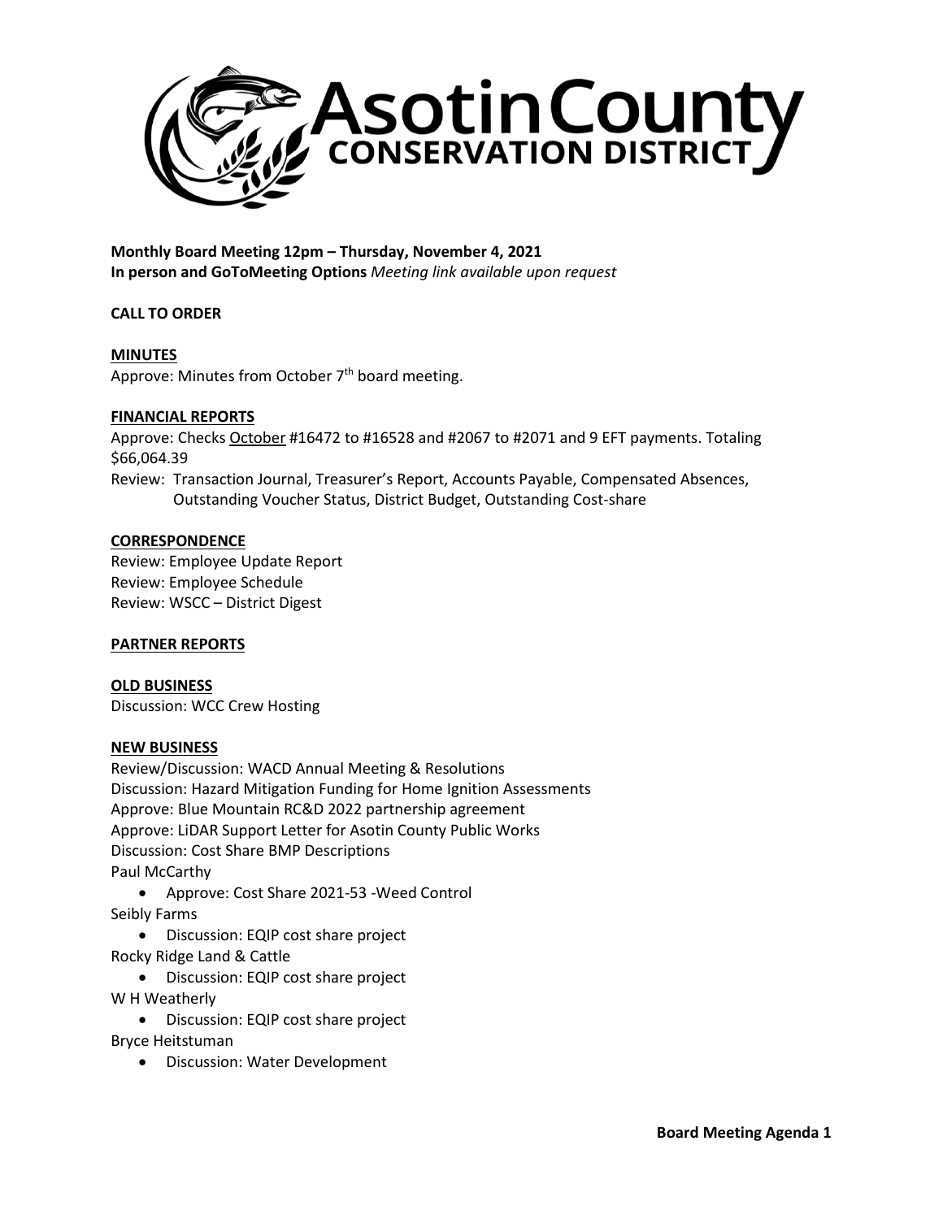# Asotin County Conservation District

**Monthly Board Meeting 12pm – Thursday, November 4, 2021**
**In person and GoToMeeting Options** *Meeting link available upon request*

**CALL TO ORDER**

**MINUTES**
Approve: Minutes from October 7th board meeting.

**FINANCIAL REPORTS**
Approve: Checks October #16472 to #16528 and #2067 to #2071 and 9 EFT payments. Totaling $66,064.39
Review: Transaction Journal, Treasurer's Report, Accounts Payable, Compensated Absences, Outstanding Voucher Status, District Budget, Outstanding Cost-share

**CORRESPONDENCE**
Review: Employee Update Report
Review: Employee Schedule
Review: WSCC – District Digest

**PARTNER REPORTS**

**OLD BUSINESS**
Discussion: WCC Crew Hosting

**NEW BUSINESS**
Review/Discussion: WACD Annual Meeting & Resolutions
Discussion: Hazard Mitigation Funding for Home Ignition Assessments
Approve: Blue Mountain RC&D 2022 partnership agreement
Approve: LiDAR Support Letter for Asotin County Public Works
Discussion: Cost Share BMP Descriptions
Paul McCarthy

- Approve: Cost Share 2021-53 -Weed Control

Seibly Farms

- Discussion: EQIP cost share project

Rocky Ridge Land & Cattle

- Discussion: EQIP cost share project

W H Weatherly

- Discussion: EQIP cost share project

Bryce Heitstuman

- Discussion: Water Development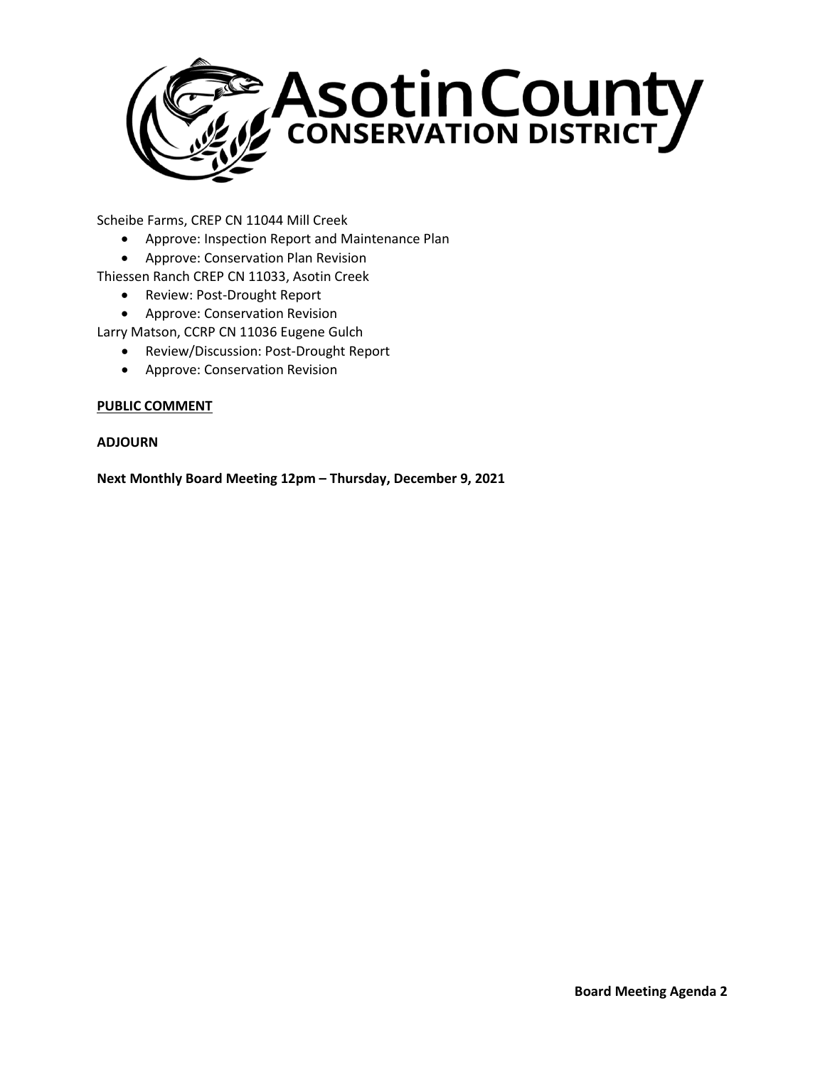Scheibe Farms, CREP CN 11044 Mill Creek

- Approve: Inspection Report and Maintenance Plan
- Approve: Conservation Plan Revision

Thiessen Ranch CREP CN 11033, Asotin Creek

- Review: Post-Drought Report
- Approve: Conservation Revision

Larry Matson, CCRP CN 11036 Eugene Gulch

- Review/Discussion: Post-Drought Report
- Approve: Conservation Revision

**PUBLIC COMMENT**

**ADJOURN**

**Next Monthly Board Meeting 12pm – Thursday, December 9, 2021**